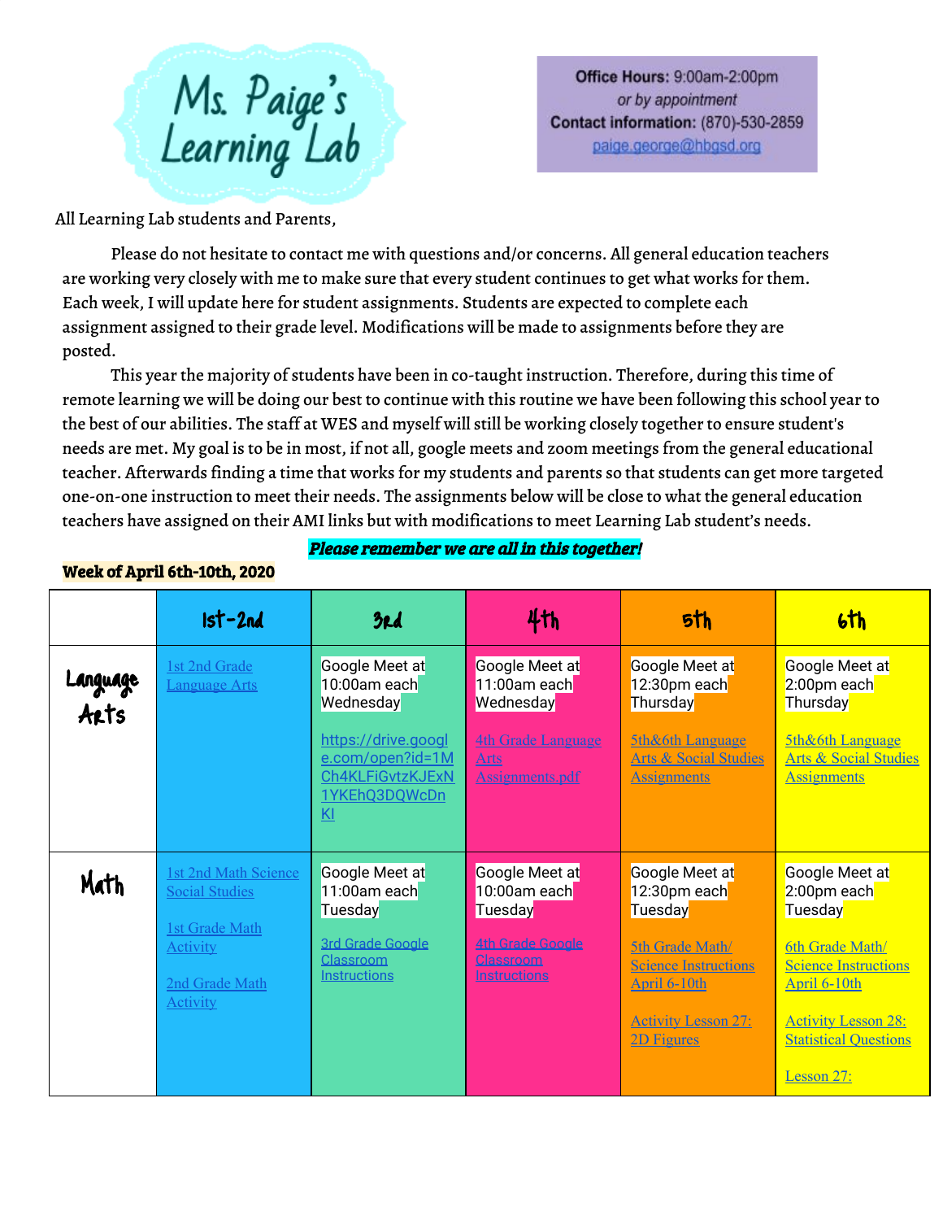# Ms. Paige's Learning Lab

**Office Hours:** 9:00am-2:00pm
*or by appointment*
**Contact information:** (870)-530-2859
paige.george@hbgsd.org

All Learning Lab students and Parents,

Please do not hesitate to contact me with questions and/or concerns. All general education teachers are working very closely with me to make sure that every student continues to get what works for them. Each week, I will update here for student assignments. Students are expected to complete each assignment assigned to their grade level. Modifications will be made to assignments before they are posted.

This year the majority of students have been in co-taught instruction. Therefore, during this time of remote learning we will be doing our best to continue with this routine we have been following this school year to the best of our abilities. The staff at WES and myself will still be working closely together to ensure student's needs are met. My goal is to be in most, if not all, google meets and zoom meetings from the general educational teacher. Afterwards finding a time that works for my students and parents so that students can get more targeted one-on-one instruction to meet their needs. The assignments below will be close to what the general education teachers have assigned on their AMI links but with modifications to meet Learning Lab student's needs.

***Please remember we are all in this together!***

**Week of April 6th-10th, 2020**

| | 1st-2nd | 3rd | 4th | 5th | 6th |
|---|---|---|---|---|---|
| Language Arts | 1st 2nd Grade Language Arts | Google Meet at 10:00am each Wednesday<br><br>https://drive.google.com/open?id=1MCh4KLFiGvtzKJExN1YKEhQ3DQWcDnKI | Google Meet at 11:00am each Wednesday<br><br>4th Grade Language Arts Assignments.pdf | Google Meet at 12:30pm each Thursday<br><br>5th&6th Language Arts & Social Studies Assignments | Google Meet at 2:00pm each Thursday<br><br>5th&6th Language Arts & Social Studies Assignments |
| Math | 1st 2nd Math Science Social Studies<br><br>1st Grade Math Activity<br><br>2nd Grade Math Activity | Google Meet at 11:00am each Tuesday<br><br>3rd Grade Google Classroom Instructions | Google Meet at 10:00am each Tuesday<br><br>4th Grade Google Classroom Instructions | Google Meet at 12:30pm each Tuesday<br><br>5th Grade Math/ Science Instructions April 6-10th<br><br>Activity Lesson 27: 2D Figures | Google Meet at 2:00pm each Tuesday<br><br>6th Grade Math/ Science Instructions April 6-10th<br><br>Activity Lesson 28: Statistical Questions<br><br>Lesson 27: |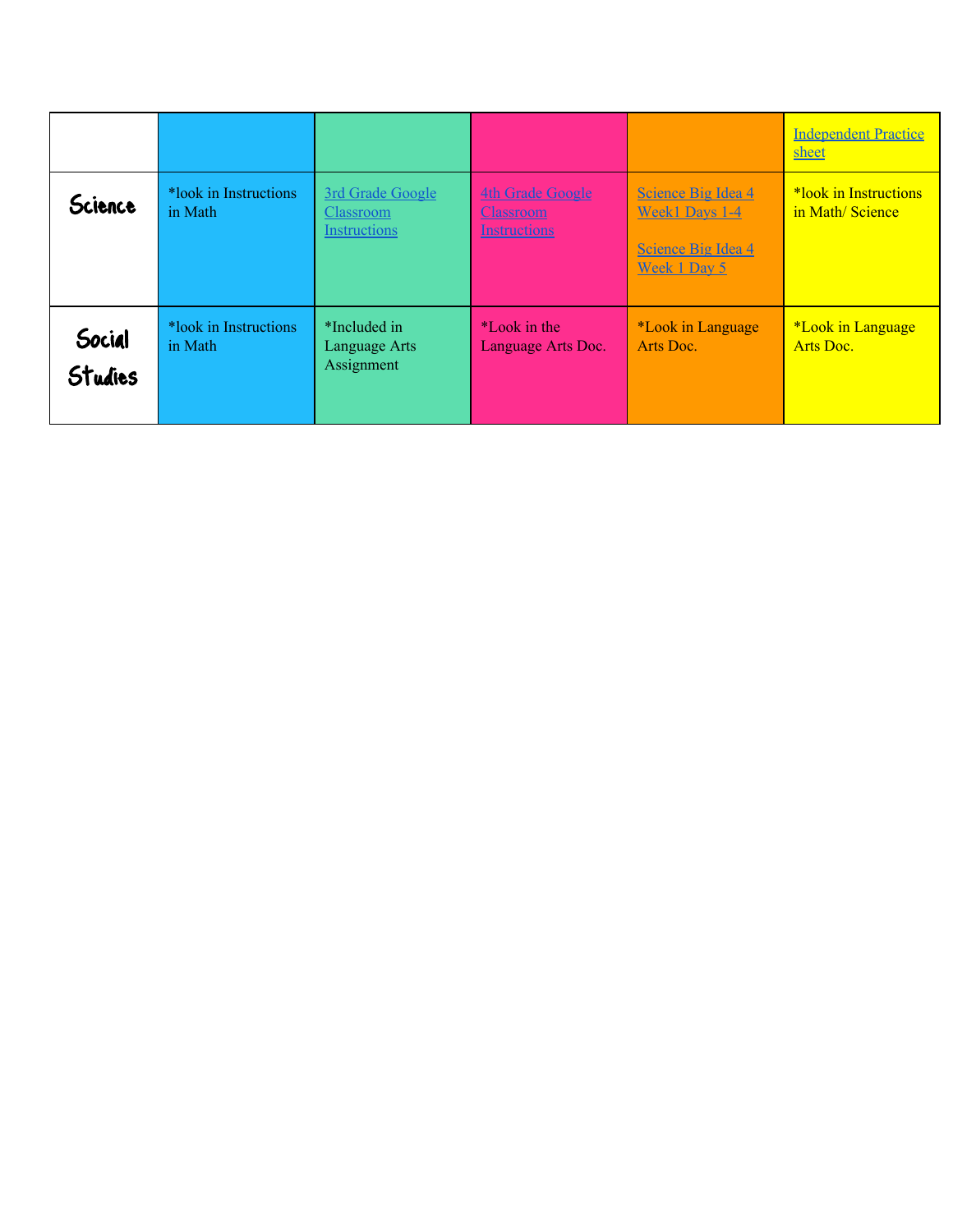| | | | | | |
|---|---|---|---|---|---|
| | | | | | Independent Practice sheet |
| Science | *look in Instructions in Math | 3rd Grade Google Classroom Instructions | 4th Grade Google Classroom Instructions | Science Big Idea 4 Week1 Days 1-4<br><br>Science Big Idea 4 Week 1 Day 5 | *look in Instructions in Math/ Science |
| Social Studies | *look in Instructions in Math | *Included in Language Arts Assignment | *Look in the Language Arts Doc. | *Look in Language Arts Doc. | *Look in Language Arts Doc. |